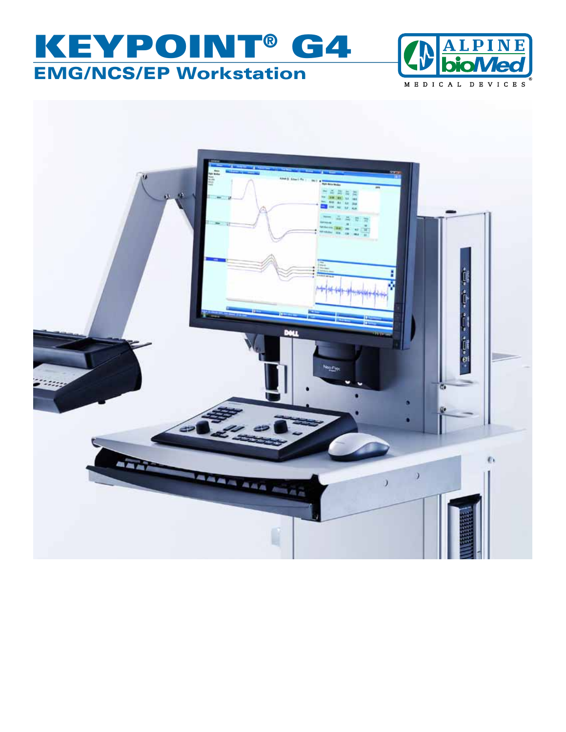# KEYPOINT® G4

## EMG/NCS/EP Workstation

ALPINE bioMed

MEDICAL DEVICES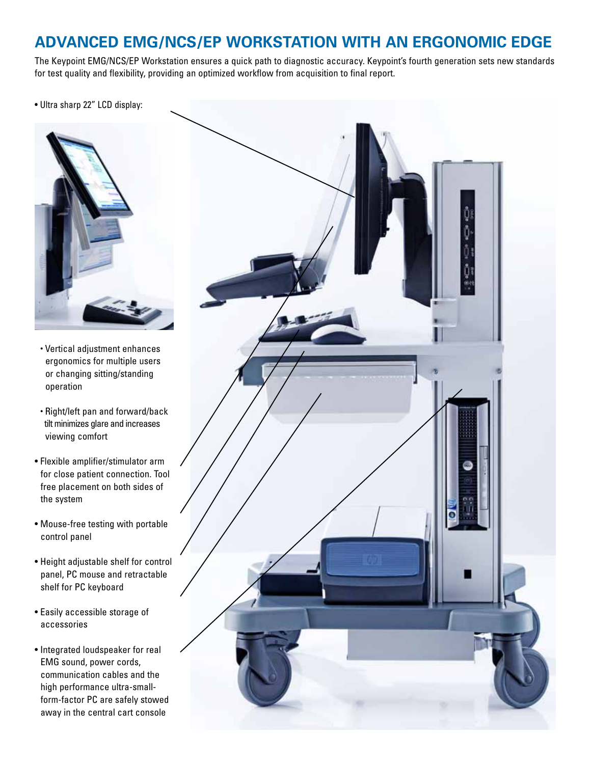# ADVANCED EMG/NCS/EP WORKSTATION WITH AN ERGONOMIC EDGE

The Keypoint EMG/NCS/EP Workstation ensures a quick path to diagnostic accuracy. Keypoint's fourth generation sets new standards for test quality and flexibility, providing an optimized workflow from acquisition to final report.

- Ultra sharp 22" LCD display:
  - Vertical adjustment enhances ergonomics for multiple users or changing sitting/standing operation
  - Right/left pan and forward/back tilt minimizes glare and increases viewing comfort
- Flexible amplifier/stimulator arm for close patient connection. Tool free placement on both sides of the system
- Mouse-free testing with portable control panel
- Height adjustable shelf for control panel, PC mouse and retractable shelf for PC keyboard
- Easily accessible storage of accessories
- Integrated loudspeaker for real EMG sound, power cords, communication cables and the high performance ultra-small-form-factor PC are safely stowed away in the central cart console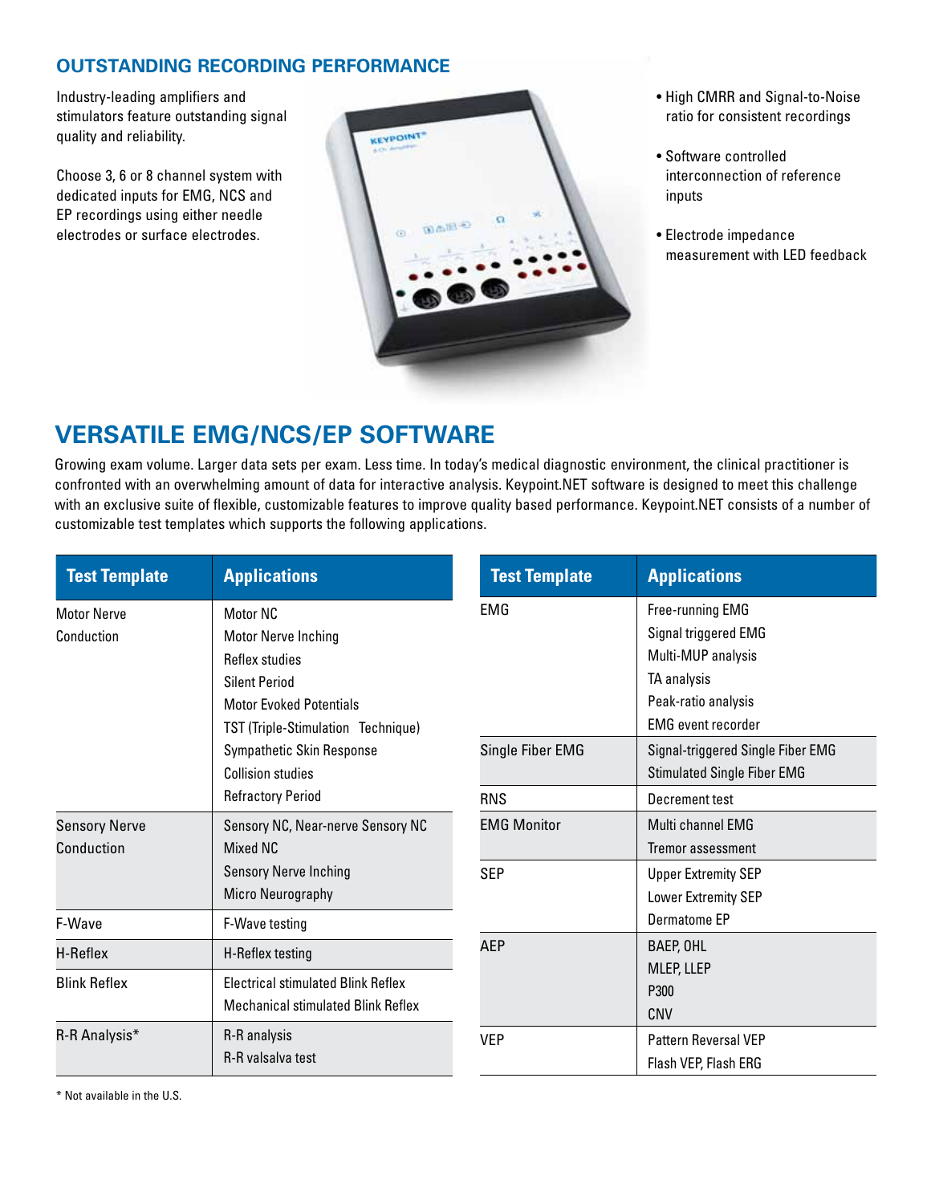## OUTSTANDING RECORDING PERFORMANCE

Industry-leading amplifiers and stimulators feature outstanding signal quality and reliability.

Choose 3, 6 or 8 channel system with dedicated inputs for EMG, NCS and EP recordings using either needle electrodes or surface electrodes.

- High CMRR and Signal-to-Noise ratio for consistent recordings
- Software controlled interconnection of reference inputs
- Electrode impedance measurement with LED feedback

## VERSATILE EMG/NCS/EP SOFTWARE

Growing exam volume. Larger data sets per exam. Less time. In today's medical diagnostic environment, the clinical practitioner is confronted with an overwhelming amount of data for interactive analysis. Keypoint.NET software is designed to meet this challenge with an exclusive suite of flexible, customizable features to improve quality based performance. Keypoint.NET consists of a number of customizable test templates which supports the following applications.

| Test Template | Applications |
|---|---|
| Motor Nerve Conduction | Motor NC<br>Motor Nerve Inching<br>Reflex studies<br>Silent Period<br>Motor Evoked Potentials<br>TST (Triple-Stimulation Technique)<br>Sympathetic Skin Response<br>Collision studies<br>Refractory Period |
| Sensory Nerve Conduction | Sensory NC, Near-nerve Sensory NC<br>Mixed NC<br>Sensory Nerve Inching<br>Micro Neurography |
| F-Wave | F-Wave testing |
| H-Reflex | H-Reflex testing |
| Blink Reflex | Electrical stimulated Blink Reflex<br>Mechanical stimulated Blink Reflex |
| R-R Analysis* | R-R analysis<br>R-R valsalva test |

| Test Template | Applications |
|---|---|
| EMG | Free-running EMG<br>Signal triggered EMG<br>Multi-MUP analysis<br>TA analysis<br>Peak-ratio analysis<br>EMG event recorder |
| Single Fiber EMG | Signal-triggered Single Fiber EMG<br>Stimulated Single Fiber EMG |
| RNS | Decrement test |
| EMG Monitor | Multi channel EMG<br>Tremor assessment |
| SEP | Upper Extremity SEP<br>Lower Extremity SEP<br>Dermatome EP |
| AEP | BAEP, OHL<br>MLEP, LLEP<br>P300<br>CNV |
| VEP | Pattern Reversal VEP<br>Flash VEP, Flash ERG |

* Not available in the U.S.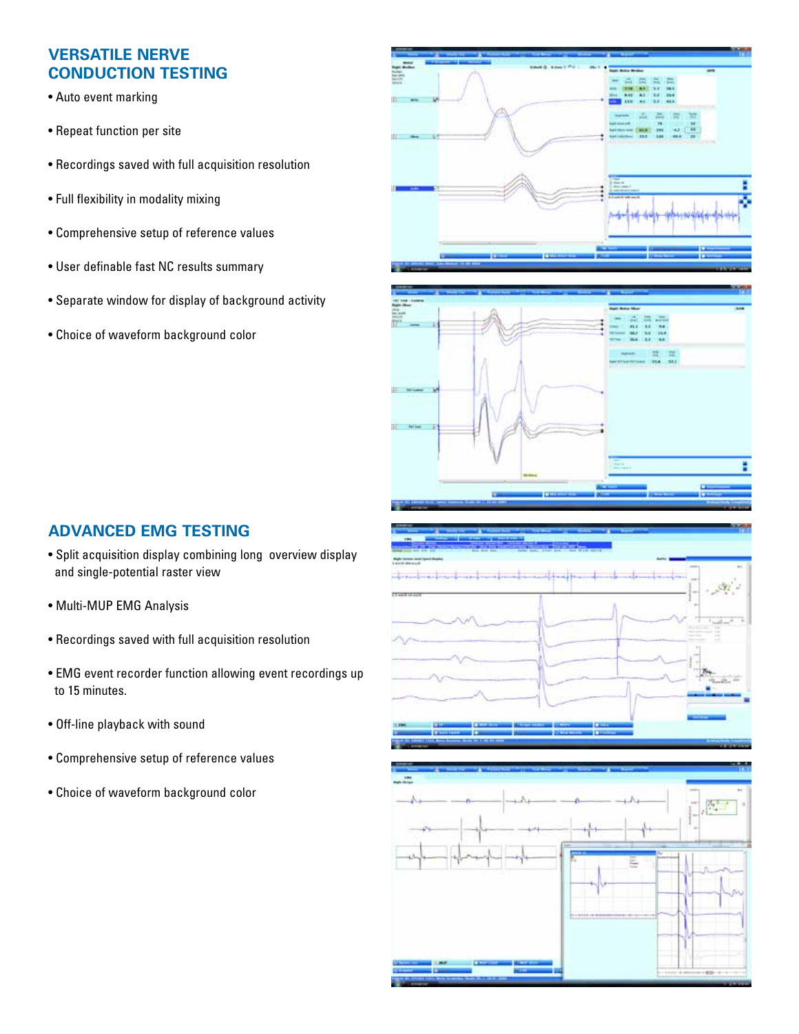## VERSATILE NERVE CONDUCTION TESTING

- Auto event marking
- Repeat function per site
- Recordings saved with full acquisition resolution
- Full flexibility in modality mixing
- Comprehensive setup of reference values
- User definable fast NC results summary
- Separate window for display of background activity
- Choice of waveform background color

## ADVANCED EMG TESTING

- Split acquisition display combining long overview display and single-potential raster view
- Multi-MUP EMG Analysis
- Recordings saved with full acquisition resolution
- EMG event recorder function allowing event recordings up to 15 minutes.
- Off-line playback with sound
- Comprehensive setup of reference values
- Choice of waveform background color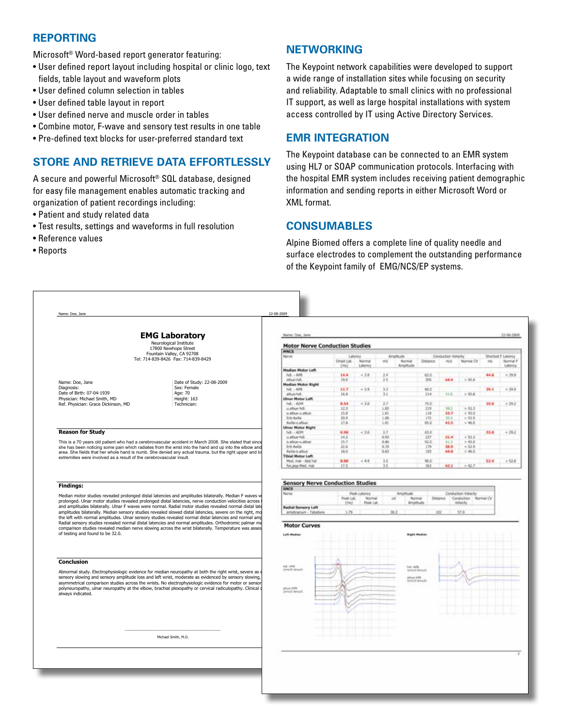## REPORTING

Microsoft® Word-based report generator featuring:

- User defined report layout including hospital or clinic logo, text fields, table layout and waveform plots
- User defined column selection in tables
- User defined table layout in report
- User defined nerve and muscle order in tables
- Combine motor, F-wave and sensory test results in one table
- Pre-defined text blocks for user-preferred standard text

## STORE AND RETRIEVE DATA EFFORTLESSLY

A secure and powerful Microsoft® SQL database, designed for easy file management enables automatic tracking and organization of patient recordings including:

- Patient and study related data
- Test results, settings and waveforms in full resolution
- Reference values
- Reports

## NETWORKING

The Keypoint network capabilities were developed to support a wide range of installation sites while focusing on security and reliability. Adaptable to small clinics with no professional IT support, as well as large hospital installations with system access controlled by IT using Active Directory Services.

## EMR INTEGRATION

The Keypoint database can be connected to an EMR system using HL7 or SOAP communication protocols. Interfacing with the hospital EMR system includes receiving patient demographic information and sending reports in either Microsoft Word or XML format.

## CONSUMABLES

Alpine Biomed offers a complete line of quality needle and surface electrodes to complement the outstanding performance of the Keypoint family of EMG/NCS/EP systems.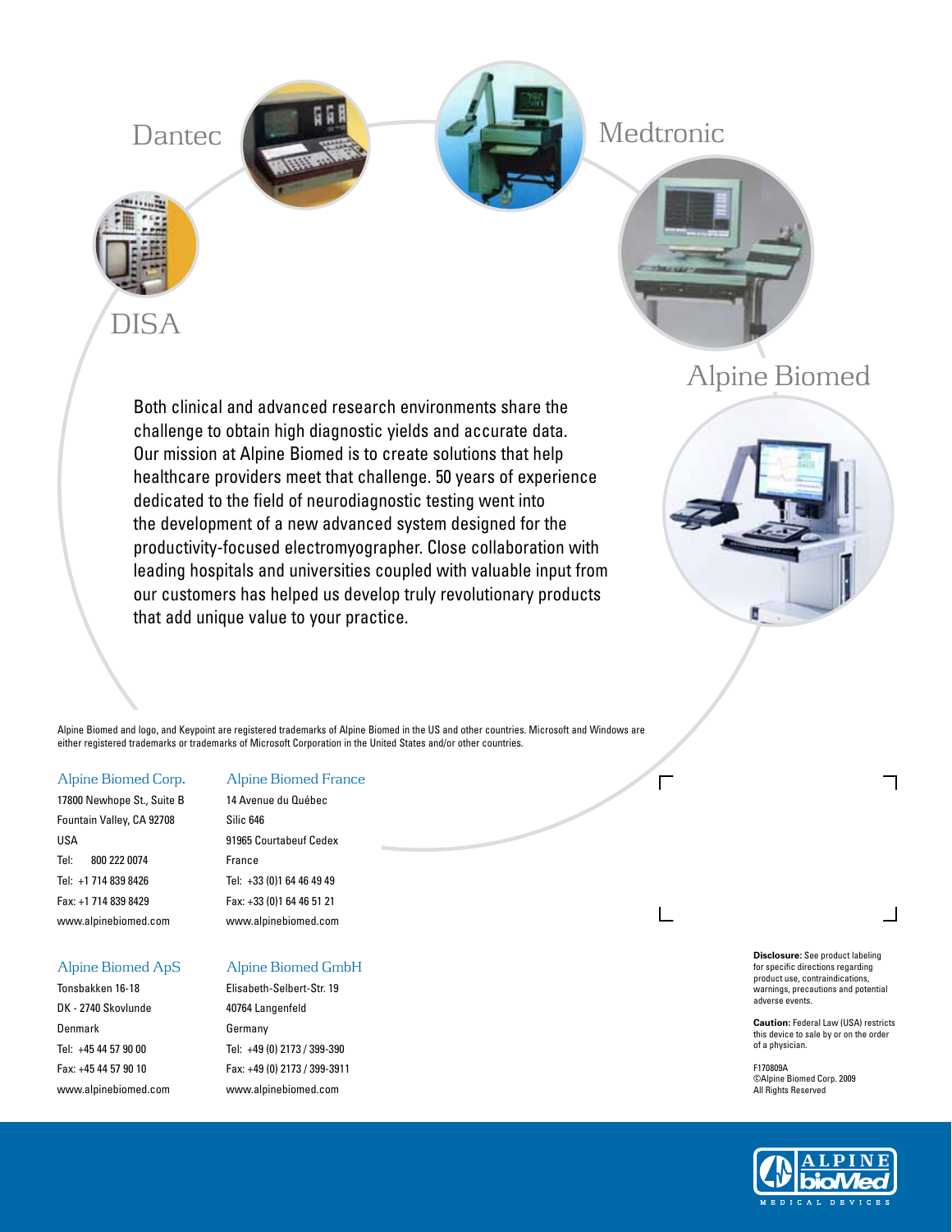Dantec

Medtronic

DISA

Alpine Biomed

Both clinical and advanced research environments share the challenge to obtain high diagnostic yields and accurate data. Our mission at Alpine Biomed is to create solutions that help healthcare providers meet that challenge. 50 years of experience dedicated to the field of neurodiagnostic testing went into the development of a new advanced system designed for the productivity-focused electromyographer. Close collaboration with leading hospitals and universities coupled with valuable input from our customers has helped us develop truly revolutionary products that add unique value to your practice.

Alpine Biomed and logo, and Keypoint are registered trademarks of Alpine Biomed in the US and other countries. Microsoft and Windows are either registered trademarks or trademarks of Microsoft Corporation in the United States and/or other countries.

**Alpine Biomed Corp.**
17800 Newhope St., Suite B
Fountain Valley, CA 92708
USA
Tel: 800 222 0074
Tel: +1 714 839 8426
Fax: +1 714 839 8429
www.alpinebiomed.com

**Alpine Biomed France**
14 Avenue du Québec
Silic 646
91965 Courtabeuf Cedex
France
Tel: +33 (0)1 64 46 49 49
Fax: +33 (0)1 64 46 51 21
www.alpinebiomed.com

**Alpine Biomed ApS**
Tonsbakken 16-18
DK - 2740 Skovlunde
Denmark
Tel: +45 44 57 90 00
Fax: +45 44 57 90 10
www.alpinebiomed.com

**Alpine Biomed GmbH**
Elisabeth-Selbert-Str. 19
40764 Langenfeld
Germany
Tel: +49 (0) 2173 / 399-390
Fax: +49 (0) 2173 / 399-3911
www.alpinebiomed.com

**Disclosure:** See product labeling for specific directions regarding product use, contraindications, warnings, precautions and potential adverse events.

**Caution:** Federal Law (USA) restricts this device to sale by or on the order of a physician.

F170809A
©Alpine Biomed Corp. 2009
All Rights Reserved

ALPINE bioMed
MEDICAL DEVICES